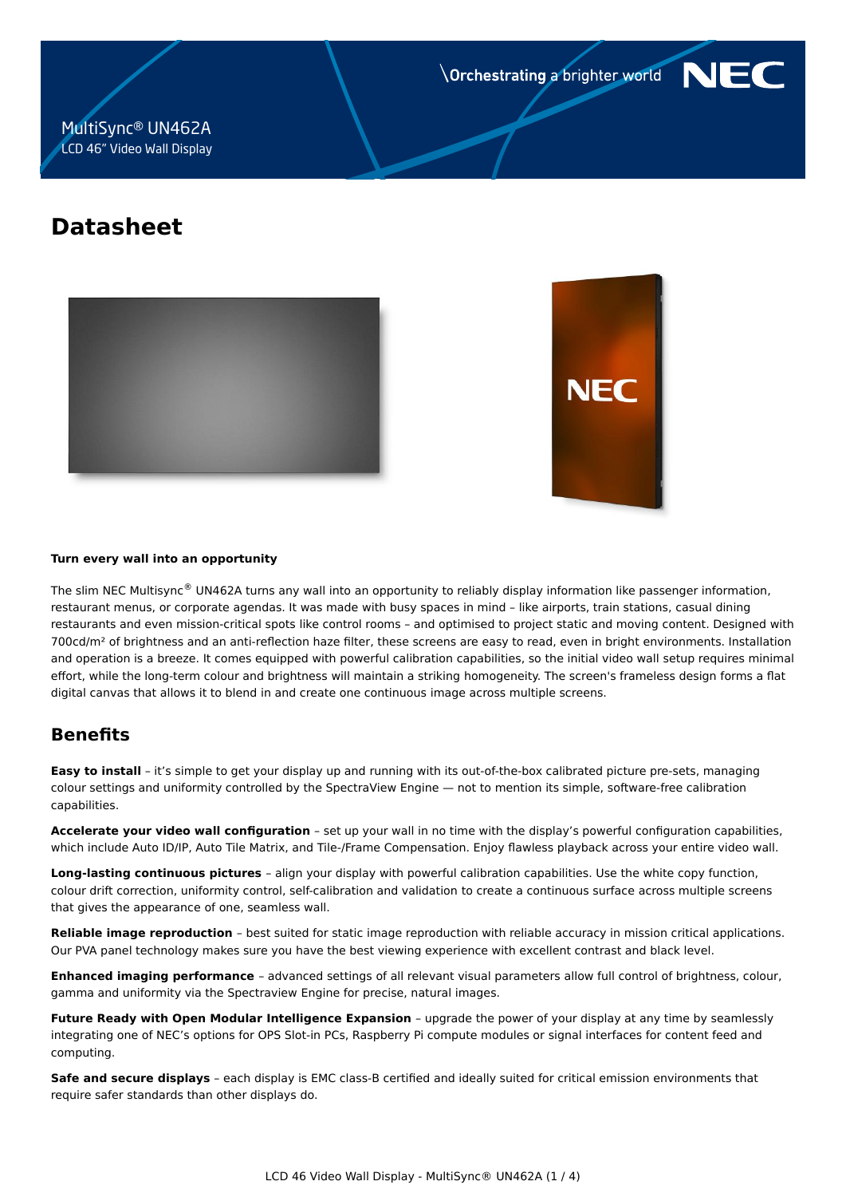MultiSync® UN462A
LCD 46" Video Wall Display

\Orchestrating a brighter world

# Datasheet

**Turn every wall into an opportunity**

The slim NEC Multisync® UN462A turns any wall into an opportunity to reliably display information like passenger information, restaurant menus, or corporate agendas. It was made with busy spaces in mind – like airports, train stations, casual dining restaurants and even mission-critical spots like control rooms – and optimised to project static and moving content. Designed with 700cd/m² of brightness and an anti-reflection haze filter, these screens are easy to read, even in bright environments. Installation and operation is a breeze. It comes equipped with powerful calibration capabilities, so the initial video wall setup requires minimal effort, while the long-term colour and brightness will maintain a striking homogeneity. The screen's frameless design forms a flat digital canvas that allows it to blend in and create one continuous image across multiple screens.

## Benefits

**Easy to install** – it's simple to get your display up and running with its out-of-the-box calibrated picture pre-sets, managing colour settings and uniformity controlled by the SpectraView Engine — not to mention its simple, software-free calibration capabilities.

**Accelerate your video wall configuration** – set up your wall in no time with the display's powerful configuration capabilities, which include Auto ID/IP, Auto Tile Matrix, and Tile-/Frame Compensation. Enjoy flawless playback across your entire video wall.

**Long-lasting continuous pictures** – align your display with powerful calibration capabilities. Use the white copy function, colour drift correction, uniformity control, self-calibration and validation to create a continuous surface across multiple screens that gives the appearance of one, seamless wall.

**Reliable image reproduction** – best suited for static image reproduction with reliable accuracy in mission critical applications. Our PVA panel technology makes sure you have the best viewing experience with excellent contrast and black level.

**Enhanced imaging performance** – advanced settings of all relevant visual parameters allow full control of brightness, colour, gamma and uniformity via the Spectraview Engine for precise, natural images.

**Future Ready with Open Modular Intelligence Expansion** – upgrade the power of your display at any time by seamlessly integrating one of NEC's options for OPS Slot-in PCs, Raspberry Pi compute modules or signal interfaces for content feed and computing.

**Safe and secure displays** – each display is EMC class-B certified and ideally suited for critical emission environments that require safer standards than other displays do.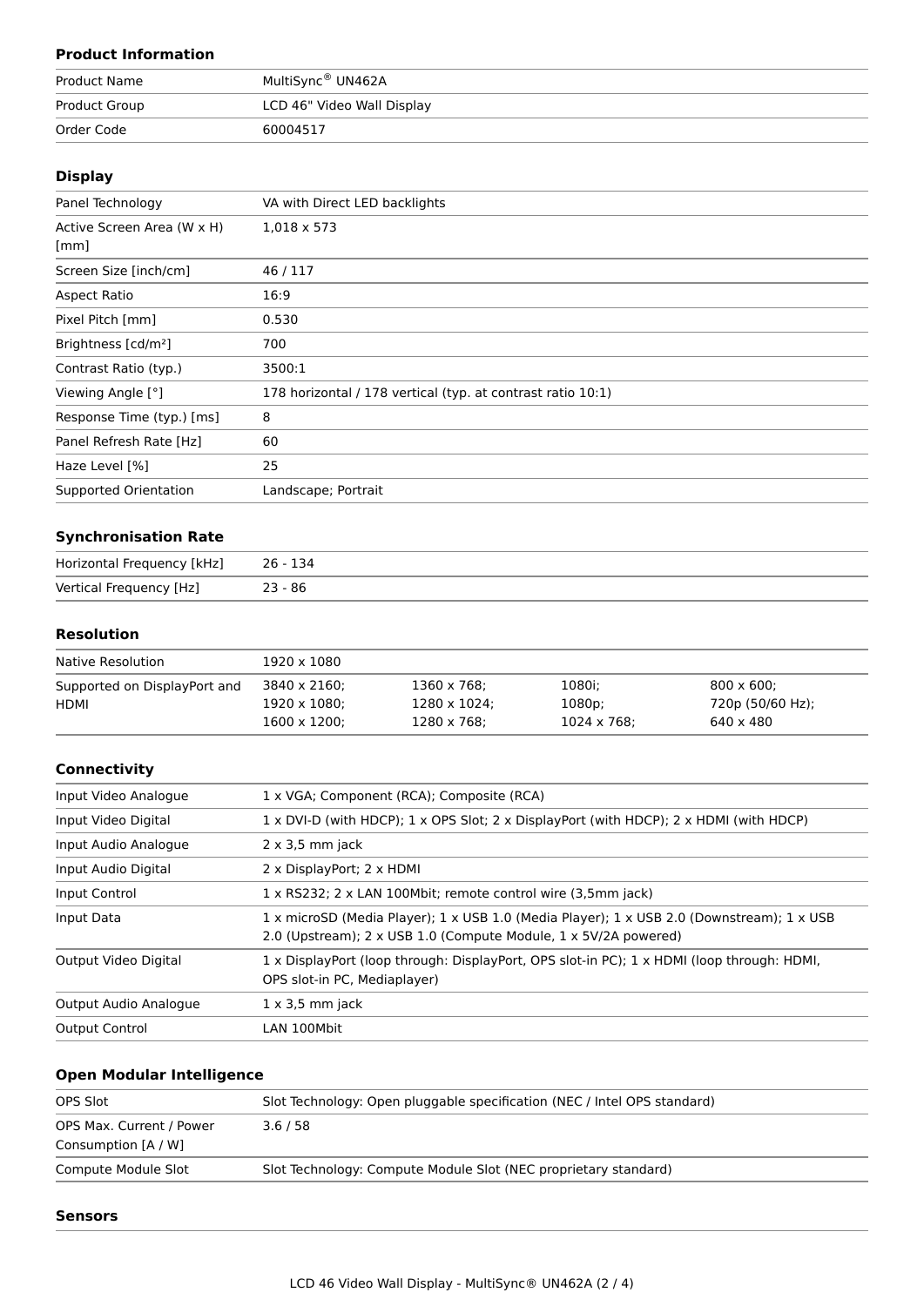### Product Information

| | |
|---|---|
| Product Name | MultiSync® UN462A |
| Product Group | LCD 46" Video Wall Display |
| Order Code | 60004517 |

### Display

| | |
|---|---|
| Panel Technology | VA with Direct LED backlights |
| Active Screen Area (W x H) [mm] | 1,018 x 573 |
| Screen Size [inch/cm] | 46 / 117 |
| Aspect Ratio | 16:9 |
| Pixel Pitch [mm] | 0.530 |
| Brightness [cd/m²] | 700 |
| Contrast Ratio (typ.) | 3500:1 |
| Viewing Angle [°] | 178 horizontal / 178 vertical (typ. at contrast ratio 10:1) |
| Response Time (typ.) [ms] | 8 |
| Panel Refresh Rate [Hz] | 60 |
| Haze Level [%] | 25 |
| Supported Orientation | Landscape; Portrait |

### Synchronisation Rate

| | |
|---|---|
| Horizontal Frequency [kHz] | 26 - 134 |
| Vertical Frequency [Hz] | 23 - 86 |

### Resolution

| | | | | |
|---|---|---|---|---|
| Native Resolution | 1920 x 1080 | | | |
| Supported on DisplayPort and HDMI | 3840 x 2160;<br>1920 x 1080;<br>1600 x 1200; | 1360 x 768;<br>1280 x 1024;<br>1280 x 768; | 1080i;<br>1080p;<br>1024 x 768; | 800 x 600;<br>720p (50/60 Hz);<br>640 x 480 |

### Connectivity

| | |
|---|---|
| Input Video Analogue | 1 x VGA; Component (RCA); Composite (RCA) |
| Input Video Digital | 1 x DVI-D (with HDCP); 1 x OPS Slot; 2 x DisplayPort (with HDCP); 2 x HDMI (with HDCP) |
| Input Audio Analogue | 2 x 3,5 mm jack |
| Input Audio Digital | 2 x DisplayPort; 2 x HDMI |
| Input Control | 1 x RS232; 2 x LAN 100Mbit; remote control wire (3,5mm jack) |
| Input Data | 1 x microSD (Media Player); 1 x USB 1.0 (Media Player); 1 x USB 2.0 (Downstream); 1 x USB 2.0 (Upstream); 2 x USB 1.0 (Compute Module, 1 x 5V/2A powered) |
| Output Video Digital | 1 x DisplayPort (loop through: DisplayPort, OPS slot-in PC); 1 x HDMI (loop through: HDMI, OPS slot-in PC, Mediaplayer) |
| Output Audio Analogue | 1 x 3,5 mm jack |
| Output Control | LAN 100Mbit |

### Open Modular Intelligence

| | |
|---|---|
| OPS Slot | Slot Technology: Open pluggable specification (NEC / Intel OPS standard) |
| OPS Max. Current / Power Consumption [A / W] | 3.6 / 58 |
| Compute Module Slot | Slot Technology: Compute Module Slot (NEC proprietary standard) |

### Sensors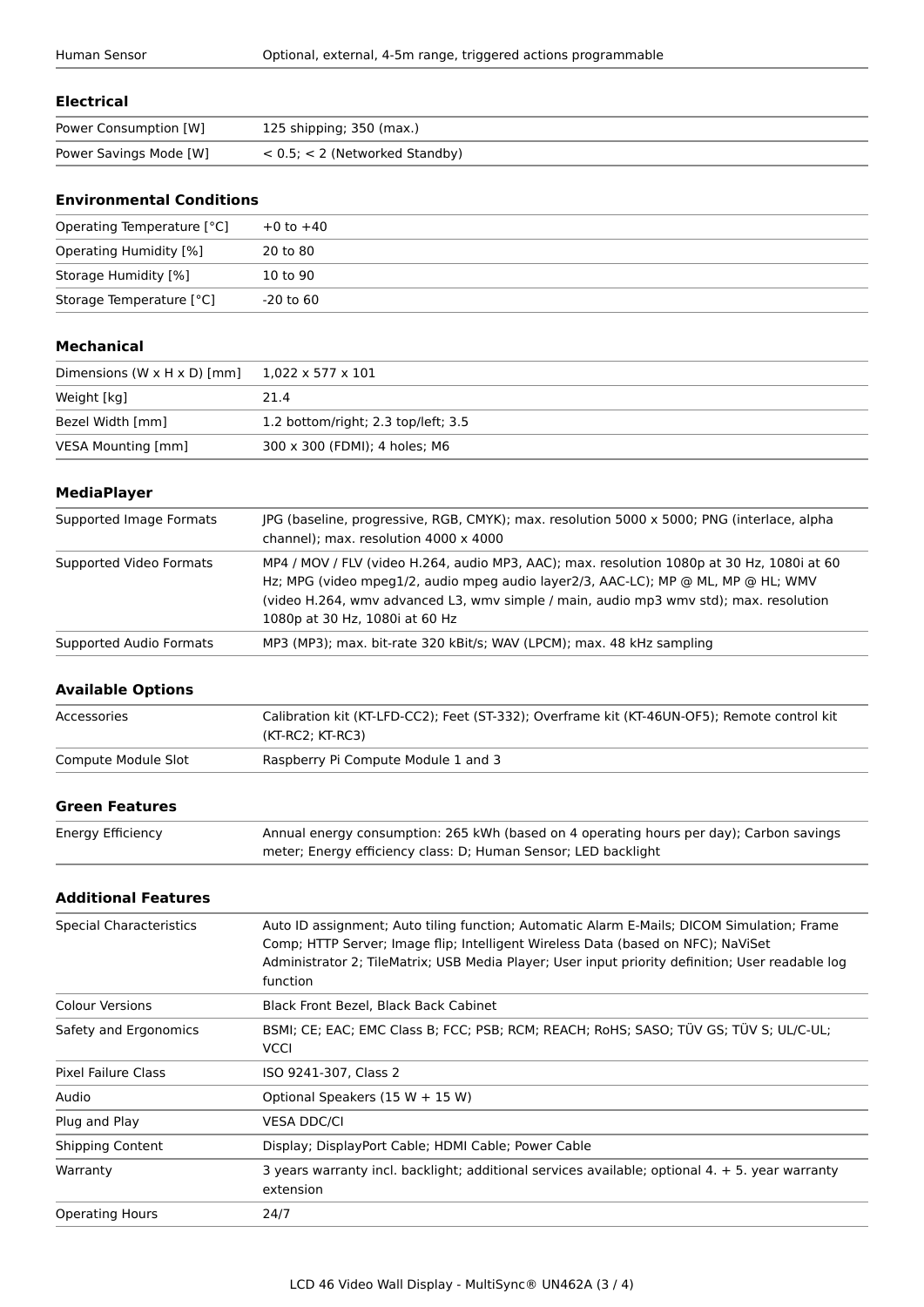| | |
|---|---|
| Human Sensor | Optional, external, 4-5m range, triggered actions programmable |

### Electrical

| | |
|---|---|
| Power Consumption [W] | 125 shipping; 350 (max.) |
| Power Savings Mode [W] | < 0.5; < 2 (Networked Standby) |

### Environmental Conditions

| | |
|---|---|
| Operating Temperature [°C] | +0 to +40 |
| Operating Humidity [%] | 20 to 80 |
| Storage Humidity [%] | 10 to 90 |
| Storage Temperature [°C] | -20 to 60 |

### Mechanical

| | |
|---|---|
| Dimensions (W x H x D) [mm] | 1,022 x 577 x 101 |
| Weight [kg] | 21.4 |
| Bezel Width [mm] | 1.2 bottom/right; 2.3 top/left; 3.5 |
| VESA Mounting [mm] | 300 x 300 (FDMI); 4 holes; M6 |

### MediaPlayer

| | |
|---|---|
| Supported Image Formats | JPG (baseline, progressive, RGB, CMYK); max. resolution 5000 x 5000; PNG (interlace, alpha channel); max. resolution 4000 x 4000 |
| Supported Video Formats | MP4 / MOV / FLV (video H.264, audio MP3, AAC); max. resolution 1080p at 30 Hz, 1080i at 60 Hz; MPG (video mpeg1/2, audio mpeg audio layer2/3, AAC-LC); MP @ ML, MP @ HL; WMV (video H.264, wmv advanced L3, wmv simple / main, audio mp3 wmv std); max. resolution 1080p at 30 Hz, 1080i at 60 Hz |
| Supported Audio Formats | MP3 (MP3); max. bit-rate 320 kBit/s; WAV (LPCM); max. 48 kHz sampling |

### Available Options

| | |
|---|---|
| Accessories | Calibration kit (KT-LFD-CC2); Feet (ST-332); Overframe kit (KT-46UN-OF5); Remote control kit (KT-RC2; KT-RC3) |
| Compute Module Slot | Raspberry Pi Compute Module 1 and 3 |

### Green Features

| | |
|---|---|
| Energy Efficiency | Annual energy consumption: 265 kWh (based on 4 operating hours per day); Carbon savings meter; Energy efficiency class: D; Human Sensor; LED backlight |

### Additional Features

| | |
|---|---|
| Special Characteristics | Auto ID assignment; Auto tiling function; Automatic Alarm E-Mails; DICOM Simulation; Frame Comp; HTTP Server; Image flip; Intelligent Wireless Data (based on NFC); NaViSet Administrator 2; TileMatrix; USB Media Player; User input priority definition; User readable log function |
| Colour Versions | Black Front Bezel, Black Back Cabinet |
| Safety and Ergonomics | BSMI; CE; EAC; EMC Class B; FCC; PSB; RCM; REACH; RoHS; SASO; TÜV GS; TÜV S; UL/C-UL; VCCI |
| Pixel Failure Class | ISO 9241-307, Class 2 |
| Audio | Optional Speakers (15 W + 15 W) |
| Plug and Play | VESA DDC/CI |
| Shipping Content | Display; DisplayPort Cable; HDMI Cable; Power Cable |
| Warranty | 3 years warranty incl. backlight; additional services available; optional 4. + 5. year warranty extension |
| Operating Hours | 24/7 |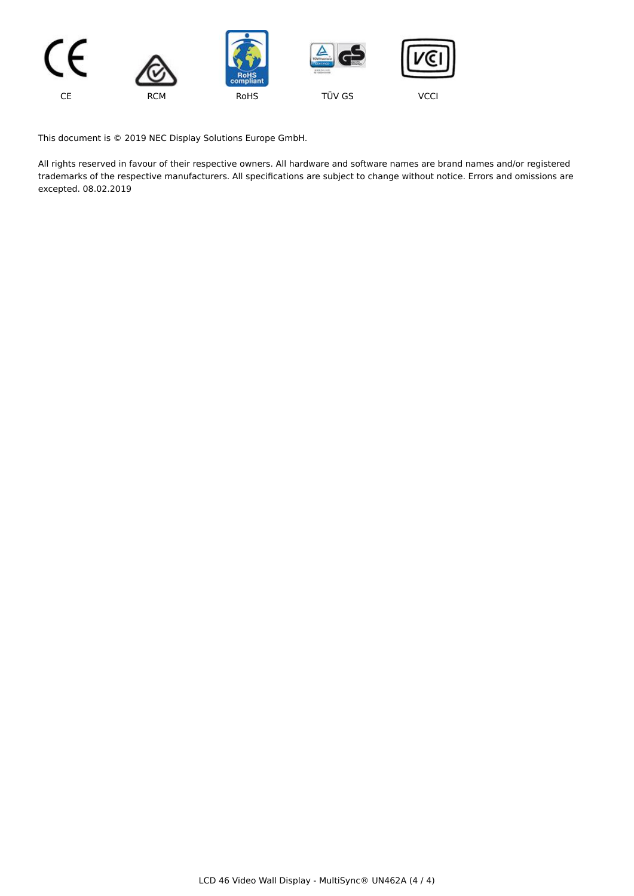CE RCM RoHS TÜV GS VCCI

This document is © 2019 NEC Display Solutions Europe GmbH.

All rights reserved in favour of their respective owners. All hardware and software names are brand names and/or registered trademarks of the respective manufacturers. All specifications are subject to change without notice. Errors and omissions are excepted. 08.02.2019